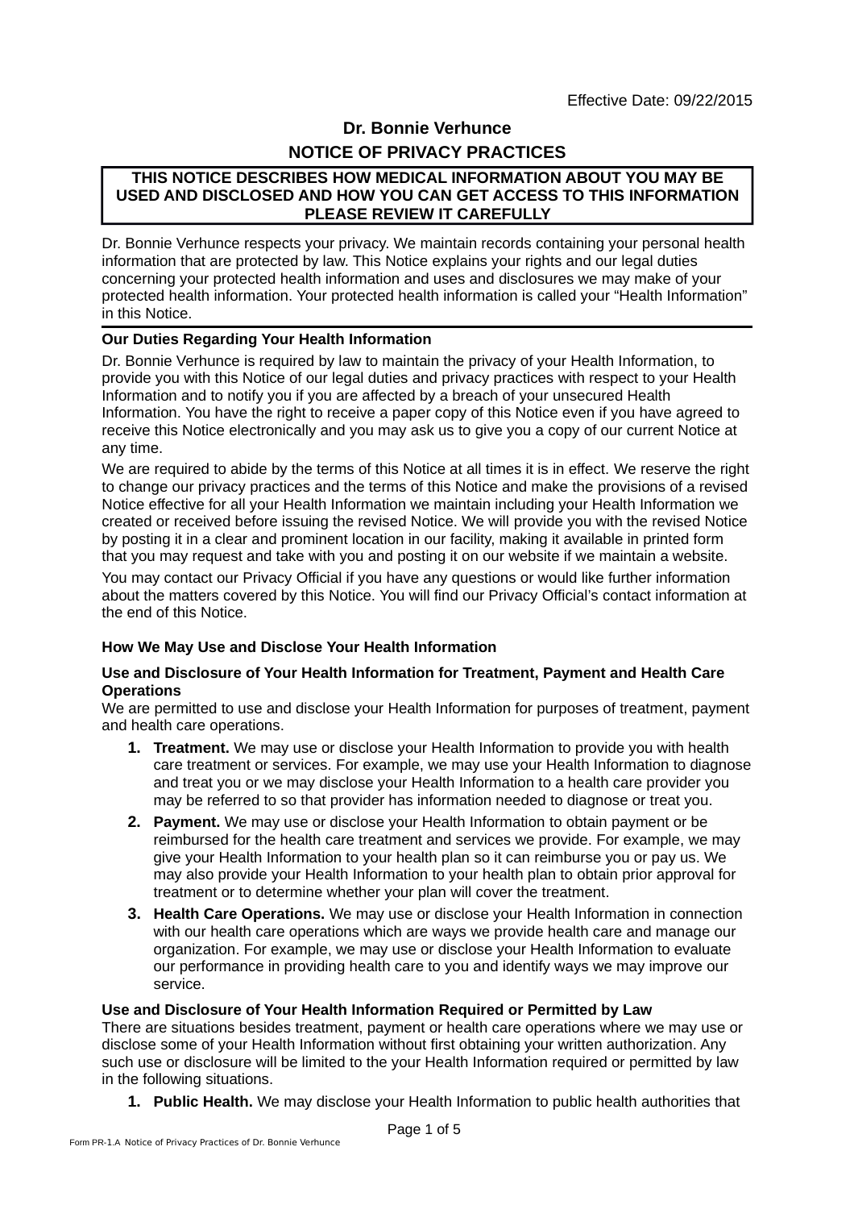Effective Date: 09/22/2015

# Dr. Bonnie Verhunce

## NOTICE OF PRIVACY PRACTICES

**THIS NOTICE DESCRIBES HOW MEDICAL INFORMATION ABOUT YOU MAY BE USED AND DISCLOSED AND HOW YOU CAN GET ACCESS TO THIS INFORMATION PLEASE REVIEW IT CAREFULLY**

Dr. Bonnie Verhunce respects your privacy. We maintain records containing your personal health information that are protected by law. This Notice explains your rights and our legal duties concerning your protected health information and uses and disclosures we may make of your protected health information. Your protected health information is called your "Health Information" in this Notice.

### Our Duties Regarding Your Health Information

Dr. Bonnie Verhunce is required by law to maintain the privacy of your Health Information, to provide you with this Notice of our legal duties and privacy practices with respect to your Health Information and to notify you if you are affected by a breach of your unsecured Health Information. You have the right to receive a paper copy of this Notice even if you have agreed to receive this Notice electronically and you may ask us to give you a copy of our current Notice at any time.

We are required to abide by the terms of this Notice at all times it is in effect. We reserve the right to change our privacy practices and the terms of this Notice and make the provisions of a revised Notice effective for all your Health Information we maintain including your Health Information we created or received before issuing the revised Notice. We will provide you with the revised Notice by posting it in a clear and prominent location in our facility, making it available in printed form that you may request and take with you and posting it on our website if we maintain a website.

You may contact our Privacy Official if you have any questions or would like further information about the matters covered by this Notice. You will find our Privacy Official's contact information at the end of this Notice.

### How We May Use and Disclose Your Health Information

**Use and Disclosure of Your Health Information for Treatment, Payment and Health Care Operations**

We are permitted to use and disclose your Health Information for purposes of treatment, payment and health care operations.

1. **Treatment.** We may use or disclose your Health Information to provide you with health care treatment or services. For example, we may use your Health Information to diagnose and treat you or we may disclose your Health Information to a health care provider you may be referred to so that provider has information needed to diagnose or treat you.
2. **Payment.** We may use or disclose your Health Information to obtain payment or be reimbursed for the health care treatment and services we provide. For example, we may give your Health Information to your health plan so it can reimburse you or pay us. We may also provide your Health Information to your health plan to obtain prior approval for treatment or to determine whether your plan will cover the treatment.
3. **Health Care Operations.** We may use or disclose your Health Information in connection with our health care operations which are ways we provide health care and manage our organization. For example, we may use or disclose your Health Information to evaluate our performance in providing health care to you and identify ways we may improve our service.

**Use and Disclosure of Your Health Information Required or Permitted by Law**

There are situations besides treatment, payment or health care operations where we may use or disclose some of your Health Information without first obtaining your written authorization. Any such use or disclosure will be limited to the your Health Information required or permitted by law in the following situations.

1. **Public Health.** We may disclose your Health Information to public health authorities that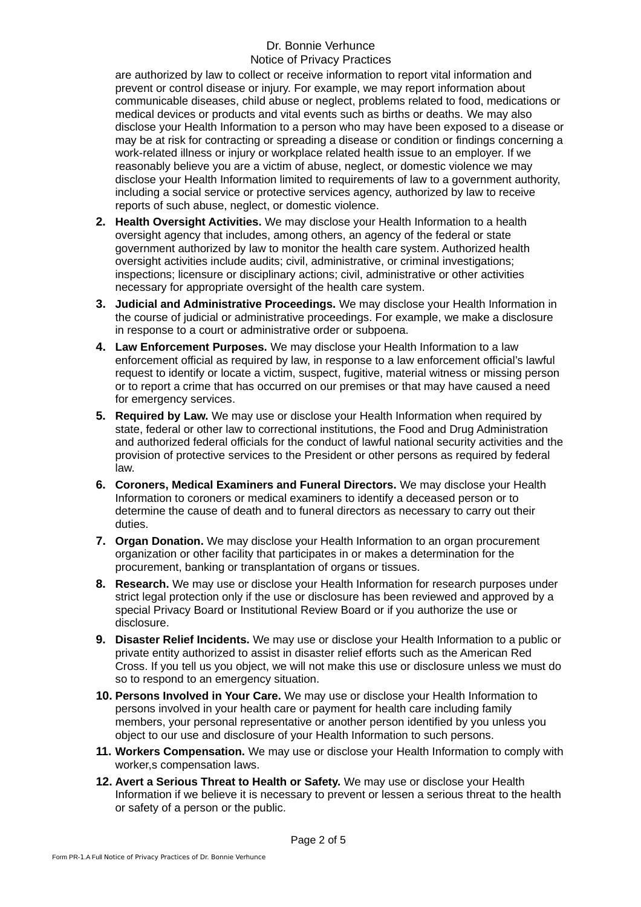are authorized by law to collect or receive information to report vital information and prevent or control disease or injury. For example, we may report information about communicable diseases, child abuse or neglect, problems related to food, medications or medical devices or products and vital events such as births or deaths. We may also disclose your Health Information to a person who may have been exposed to a disease or may be at risk for contracting or spreading a disease or condition or findings concerning a work-related illness or injury or workplace related health issue to an employer. If we reasonably believe you are a victim of abuse, neglect, or domestic violence we may disclose your Health Information limited to requirements of law to a government authority, including a social service or protective services agency, authorized by law to receive reports of such abuse, neglect, or domestic violence.

2. **Health Oversight Activities.** We may disclose your Health Information to a health oversight agency that includes, among others, an agency of the federal or state government authorized by law to monitor the health care system. Authorized health oversight activities include audits; civil, administrative, or criminal investigations; inspections; licensure or disciplinary actions; civil, administrative or other activities necessary for appropriate oversight of the health care system.
3. **Judicial and Administrative Proceedings.** We may disclose your Health Information in the course of judicial or administrative proceedings. For example, we make a disclosure in response to a court or administrative order or subpoena.
4. **Law Enforcement Purposes.** We may disclose your Health Information to a law enforcement official as required by law, in response to a law enforcement official's lawful request to identify or locate a victim, suspect, fugitive, material witness or missing person or to report a crime that has occurred on our premises or that may have caused a need for emergency services.
5. **Required by Law.** We may use or disclose your Health Information when required by state, federal or other law to correctional institutions, the Food and Drug Administration and authorized federal officials for the conduct of lawful national security activities and the provision of protective services to the President or other persons as required by federal law.
6. **Coroners, Medical Examiners and Funeral Directors.** We may disclose your Health Information to coroners or medical examiners to identify a deceased person or to determine the cause of death and to funeral directors as necessary to carry out their duties.
7. **Organ Donation.** We may disclose your Health Information to an organ procurement organization or other facility that participates in or makes a determination for the procurement, banking or transplantation of organs or tissues.
8. **Research.** We may use or disclose your Health Information for research purposes under strict legal protection only if the use or disclosure has been reviewed and approved by a special Privacy Board or Institutional Review Board or if you authorize the use or disclosure.
9. **Disaster Relief Incidents.** We may use or disclose your Health Information to a public or private entity authorized to assist in disaster relief efforts such as the American Red Cross. If you tell us you object, we will not make this use or disclosure unless we must do so to respond to an emergency situation.
10. **Persons Involved in Your Care.** We may use or disclose your Health Information to persons involved in your health care or payment for health care including family members, your personal representative or another person identified by you unless you object to our use and disclosure of your Health Information to such persons.
11. **Workers Compensation.** We may use or disclose your Health Information to comply with worker,s compensation laws.
12. **Avert a Serious Threat to Health or Safety.** We may use or disclose your Health Information if we believe it is necessary to prevent or lessen a serious threat to the health or safety of a person or the public.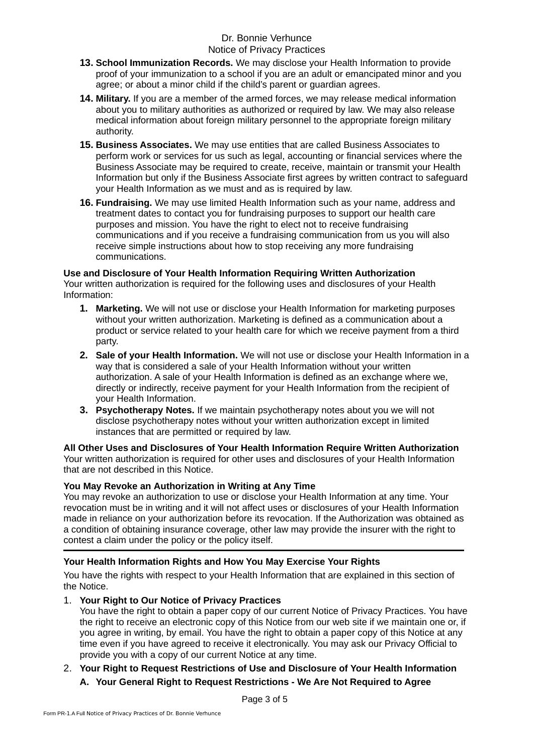13. **School Immunization Records.** We may disclose your Health Information to provide proof of your immunization to a school if you are an adult or emancipated minor and you agree; or about a minor child if the child's parent or guardian agrees.
14. **Military.** If you are a member of the armed forces, we may release medical information about you to military authorities as authorized or required by law. We may also release medical information about foreign military personnel to the appropriate foreign military authority.
15. **Business Associates.** We may use entities that are called Business Associates to perform work or services for us such as legal, accounting or financial services where the Business Associate may be required to create, receive, maintain or transmit your Health Information but only if the Business Associate first agrees by written contract to safeguard your Health Information as we must and as is required by law.
16. **Fundraising.** We may use limited Health Information such as your name, address and treatment dates to contact you for fundraising purposes to support our health care purposes and mission. You have the right to elect not to receive fundraising communications and if you receive a fundraising communication from us you will also receive simple instructions about how to stop receiving any more fundraising communications.

**Use and Disclosure of Your Health Information Requiring Written Authorization**
Your written authorization is required for the following uses and disclosures of your Health Information:

1. **Marketing.** We will not use or disclose your Health Information for marketing purposes without your written authorization. Marketing is defined as a communication about a product or service related to your health care for which we receive payment from a third party.
2. **Sale of your Health Information.** We will not use or disclose your Health Information in a way that is considered a sale of your Health Information without your written authorization. A sale of your Health Information is defined as an exchange where we, directly or indirectly, receive payment for your Health Information from the recipient of your Health Information.
3. **Psychotherapy Notes.** If we maintain psychotherapy notes about you we will not disclose psychotherapy notes without your written authorization except in limited instances that are permitted or required by law.

**All Other Uses and Disclosures of Your Health Information Require Written Authorization**
Your written authorization is required for other uses and disclosures of your Health Information that are not described in this Notice.

**You May Revoke an Authorization in Writing at Any Time**
You may revoke an authorization to use or disclose your Health Information at any time. Your revocation must be in writing and it will not affect uses or disclosures of your Health Information made in reliance on your authorization before its revocation. If the Authorization was obtained as a condition of obtaining insurance coverage, other law may provide the insurer with the right to contest a claim under the policy or the policy itself.

---

**Your Health Information Rights and How You May Exercise Your Rights**

You have the rights with respect to your Health Information that are explained in this section of the Notice.

1. **Your Right to Our Notice of Privacy Practices**
   You have the right to obtain a paper copy of our current Notice of Privacy Practices. You have the right to receive an electronic copy of this Notice from our web site if we maintain one or, if you agree in writing, by email. You have the right to obtain a paper copy of this Notice at any time even if you have agreed to receive it electronically. You may ask our Privacy Official to provide you with a copy of our current Notice at any time.
2. **Your Right to Request Restrictions of Use and Disclosure of Your Health Information**
   **A. Your General Right to Request Restrictions - We Are Not Required to Agree**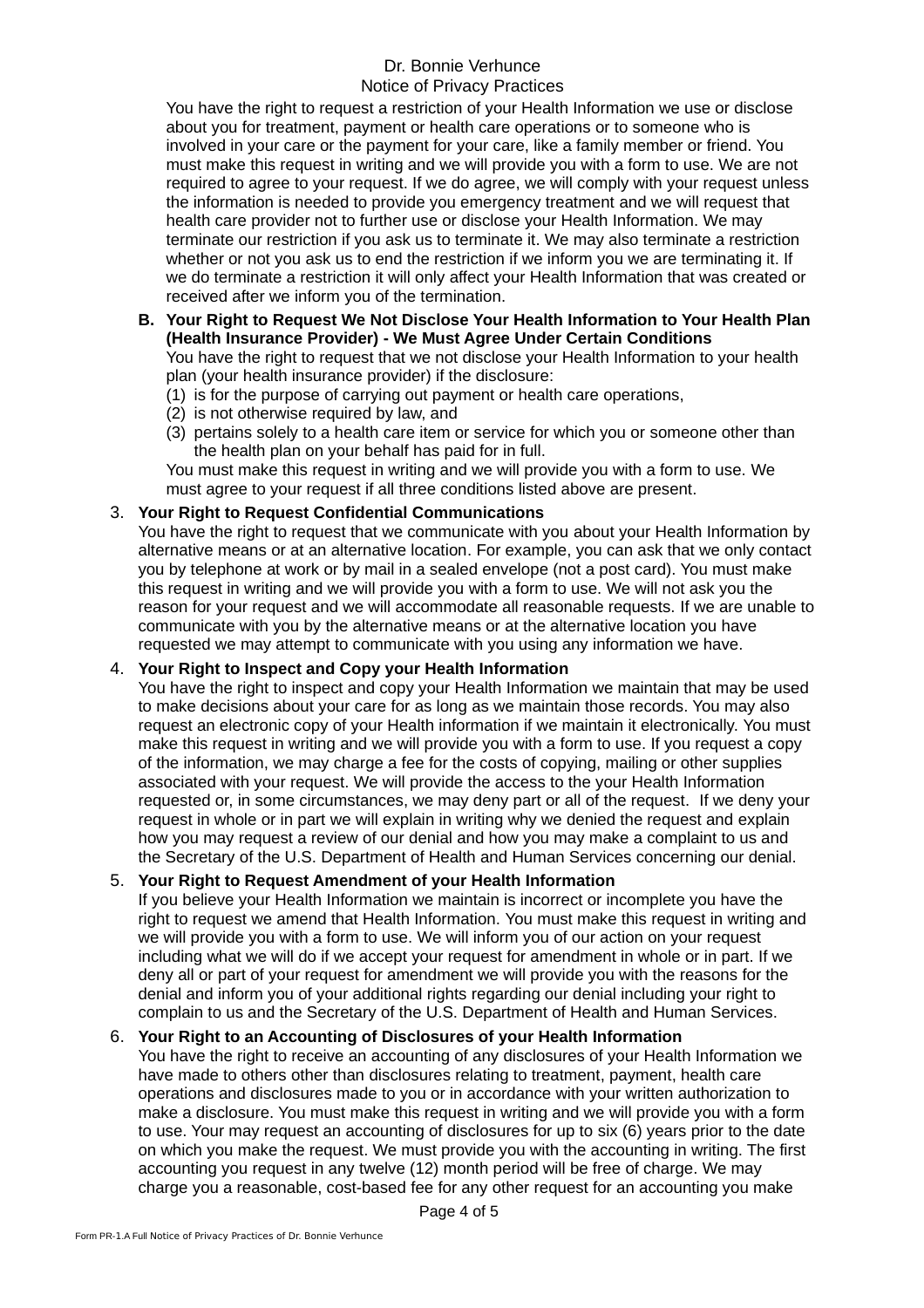You have the right to request a restriction of your Health Information we use or disclose about you for treatment, payment or health care operations or to someone who is involved in your care or the payment for your care, like a family member or friend. You must make this request in writing and we will provide you with a form to use. We are not required to agree to your request. If we do agree, we will comply with your request unless the information is needed to provide you emergency treatment and we will request that health care provider not to further use or disclose your Health Information. We may terminate our restriction if you ask us to terminate it. We may also terminate a restriction whether or not you ask us to end the restriction if we inform you we are terminating it. If we do terminate a restriction it will only affect your Health Information that was created or received after we inform you of the termination.

**B. Your Right to Request We Not Disclose Your Health Information to Your Health Plan (Health Insurance Provider) - We Must Agree Under Certain Conditions**

You have the right to request that we not disclose your Health Information to your health plan (your health insurance provider) if the disclosure:

(1) is for the purpose of carrying out payment or health care operations,
(2) is not otherwise required by law, and
(3) pertains solely to a health care item or service for which you or someone other than the health plan on your behalf has paid for in full.

You must make this request in writing and we will provide you with a form to use. We must agree to your request if all three conditions listed above are present.

3. **Your Right to Request Confidential Communications**

You have the right to request that we communicate with you about your Health Information by alternative means or at an alternative location. For example, you can ask that we only contact you by telephone at work or by mail in a sealed envelope (not a post card). You must make this request in writing and we will provide you with a form to use. We will not ask you the reason for your request and we will accommodate all reasonable requests. If we are unable to communicate with you by the alternative means or at the alternative location you have requested we may attempt to communicate with you using any information we have.

4. **Your Right to Inspect and Copy your Health Information**

You have the right to inspect and copy your Health Information we maintain that may be used to make decisions about your care for as long as we maintain those records. You may also request an electronic copy of your Health information if we maintain it electronically. You must make this request in writing and we will provide you with a form to use. If you request a copy of the information, we may charge a fee for the costs of copying, mailing or other supplies associated with your request. We will provide the access to the your Health Information requested or, in some circumstances, we may deny part or all of the request. If we deny your request in whole or in part we will explain in writing why we denied the request and explain how you may request a review of our denial and how you may make a complaint to us and the Secretary of the U.S. Department of Health and Human Services concerning our denial.

5. **Your Right to Request Amendment of your Health Information**

If you believe your Health Information we maintain is incorrect or incomplete you have the right to request we amend that Health Information. You must make this request in writing and we will provide you with a form to use. We will inform you of our action on your request including what we will do if we accept your request for amendment in whole or in part. If we deny all or part of your request for amendment we will provide you with the reasons for the denial and inform you of your additional rights regarding our denial including your right to complain to us and the Secretary of the U.S. Department of Health and Human Services.

6. **Your Right to an Accounting of Disclosures of your Health Information**

You have the right to receive an accounting of any disclosures of your Health Information we have made to others other than disclosures relating to treatment, payment, health care operations and disclosures made to you or in accordance with your written authorization to make a disclosure. You must make this request in writing and we will provide you with a form to use. Your may request an accounting of disclosures for up to six (6) years prior to the date on which you make the request. We must provide you with the accounting in writing. The first accounting you request in any twelve (12) month period will be free of charge. We may charge you a reasonable, cost-based fee for any other request for an accounting you make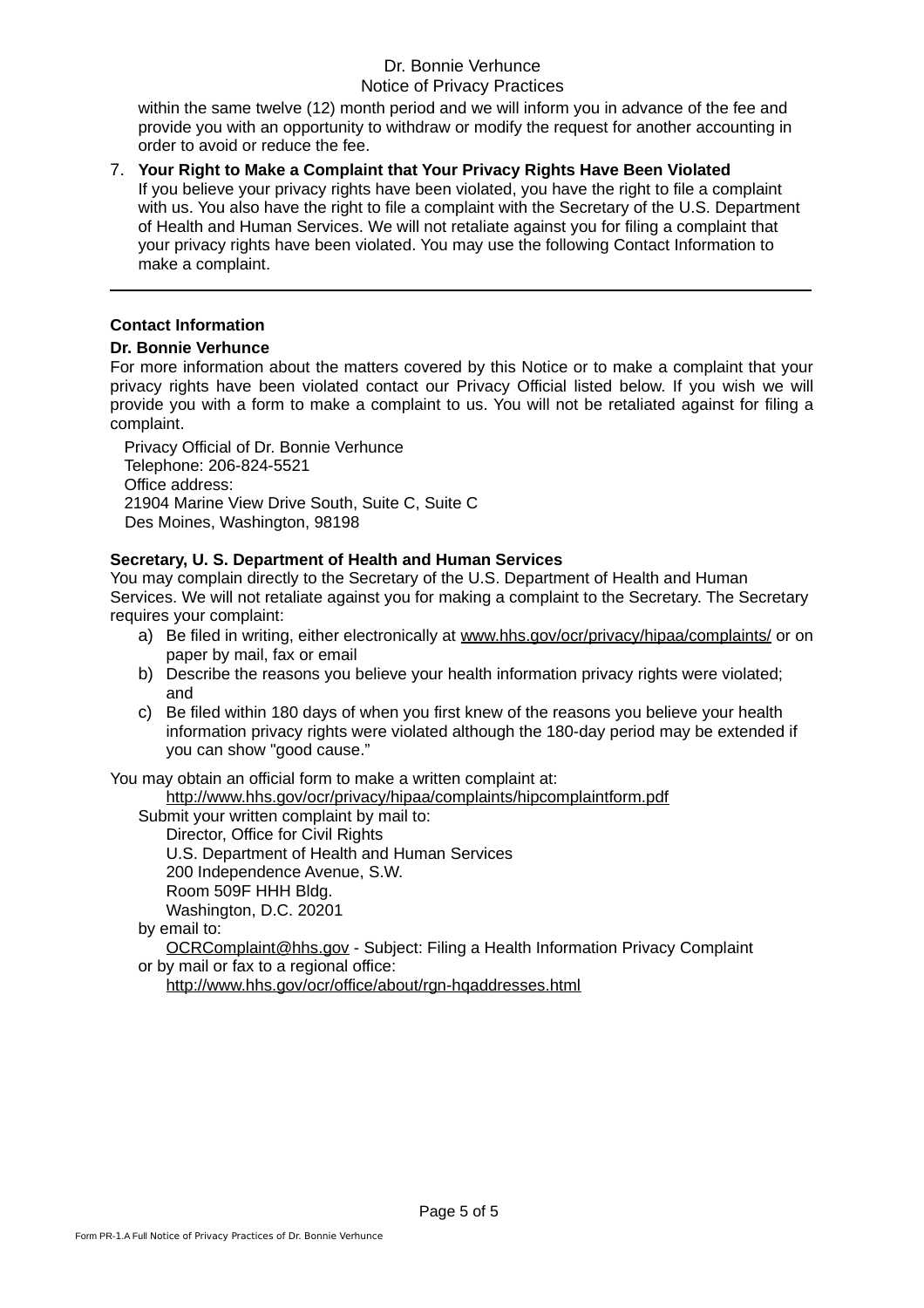within the same twelve (12) month period and we will inform you in advance of the fee and provide you with an opportunity to withdraw or modify the request for another accounting in order to avoid or reduce the fee.

7. **Your Right to Make a Complaint that Your Privacy Rights Have Been Violated**
   If you believe your privacy rights have been violated, you have the right to file a complaint with us. You also have the right to file a complaint with the Secretary of the U.S. Department of Health and Human Services. We will not retaliate against you for filing a complaint that your privacy rights have been violated. You may use the following Contact Information to make a complaint.

---

**Contact Information**

**Dr. Bonnie Verhunce**

For more information about the matters covered by this Notice or to make a complaint that your privacy rights have been violated contact our Privacy Official listed below. If you wish we will provide you with a form to make a complaint to us. You will not be retaliated against for filing a complaint.

Privacy Official of Dr. Bonnie Verhunce
Telephone: 206-824-5521
Office address:
21904 Marine View Drive South, Suite C, Suite C
Des Moines, Washington, 98198

**Secretary, U. S. Department of Health and Human Services**

You may complain directly to the Secretary of the U.S. Department of Health and Human Services. We will not retaliate against you for making a complaint to the Secretary. The Secretary requires your complaint:

a) Be filed in writing, either electronically at www.hhs.gov/ocr/privacy/hipaa/complaints/ or on paper by mail, fax or email
b) Describe the reasons you believe your health information privacy rights were violated; and
c) Be filed within 180 days of when you first knew of the reasons you believe your health information privacy rights were violated although the 180-day period may be extended if you can show "good cause."

You may obtain an official form to make a written complaint at:
http://www.hhs.gov/ocr/privacy/hipaa/complaints/hipcomplaintform.pdf
Submit your written complaint by mail to:
Director, Office for Civil Rights
U.S. Department of Health and Human Services
200 Independence Avenue, S.W.
Room 509F HHH Bldg.
Washington, D.C. 20201
by email to:
OCRComplaint@hhs.gov - Subject: Filing a Health Information Privacy Complaint
or by mail or fax to a regional office:
http://www.hhs.gov/ocr/office/about/rgn-hqaddresses.html

Form PR-1.A Full Notice of Privacy Practices of Dr. Bonnie Verhunce